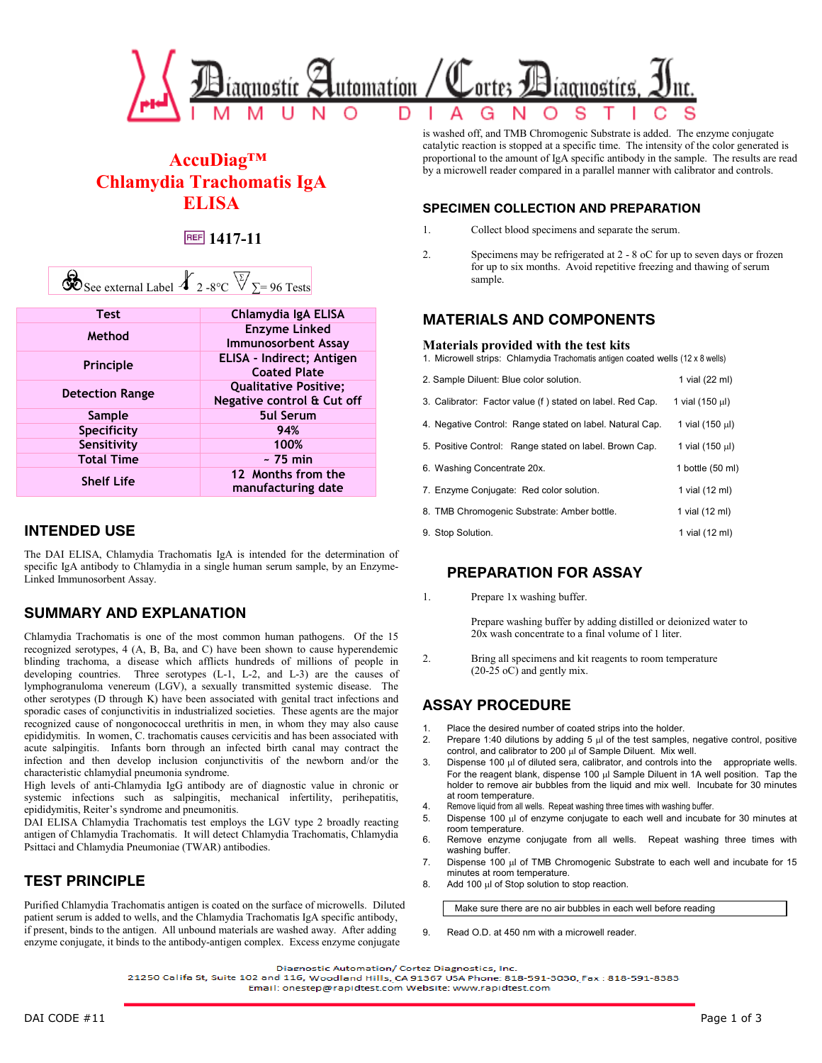# Diagnostic Automation / Cortez Diagnostics, Inc.

IMMUNO DIAGNOSTICS

## AccuDiag™ Chlamydia Trachomatis IgA ELISA

REF **1417-11**

See external Label 2 -8°C Σ= 96 Tests

| Test | Chlamydia IgA ELISA |
|---|---|
| Method | Enzyme Linked Immunosorbent Assay |
| Principle | ELISA - Indirect; Antigen Coated Plate |
| Detection Range | Qualitative Positive; Negative control & Cut off |
| Sample | 5ul Serum |
| Specificity | 94% |
| Sensitivity | 100% |
| Total Time | ~ 75 min |
| Shelf Life | 12 Months from the manufacturing date |

## INTENDED USE

The DAI ELISA, Chlamydia Trachomatis IgA is intended for the determination of specific IgA antibody to Chlamydia in a single human serum sample, by an Enzyme-Linked Immunosorbent Assay.

## SUMMARY AND EXPLANATION

Chlamydia Trachomatis is one of the most common human pathogens. Of the 15 recognized serotypes, 4 (A, B, Ba, and C) have been shown to cause hyperendemic blinding trachoma, a disease which afflicts hundreds of millions of people in developing countries. Three serotypes (L-1, L-2, and L-3) are the causes of lymphogranuloma venereum (LGV), a sexually transmitted systemic disease. The other serotypes (D through K) have been associated with genital tract infections and sporadic cases of conjunctivitis in industrialized societies. These agents are the major recognized cause of nongonococcal urethritis in men, in whom they may also cause epididymitis. In women, C. trachomatis causes cervicitis and has been associated with acute salpingitis. Infants born through an infected birth canal may contract the infection and then develop inclusion conjunctivitis of the newborn and/or the characteristic chlamydial pneumonia syndrome.

High levels of anti-Chlamydia IgG antibody are of diagnostic value in chronic or systemic infections such as salpingitis, mechanical infertility, perihepatitis, epididymitis, Reiter's syndrome and pneumonitis.

DAI ELISA Chlamydia Trachomatis test employs the LGV type 2 broadly reacting antigen of Chlamydia Trachomatis. It will detect Chlamydia Trachomatis, Chlamydia Psittaci and Chlamydia Pneumoniae (TWAR) antibodies.

## TEST PRINCIPLE

Purified Chlamydia Trachomatis antigen is coated on the surface of microwells. Diluted patient serum is added to wells, and the Chlamydia Trachomatis IgA specific antibody, if present, binds to the antigen. All unbound materials are washed away. After adding enzyme conjugate, it binds to the antibody-antigen complex. Excess enzyme conjugate is washed off, and TMB Chromogenic Substrate is added. The enzyme conjugate catalytic reaction is stopped at a specific time. The intensity of the color generated is proportional to the amount of IgA specific antibody in the sample. The results are read by a microwell reader compared in a parallel manner with calibrator and controls.

## SPECIMEN COLLECTION AND PREPARATION

1. Collect blood specimens and separate the serum.
2. Specimens may be refrigerated at 2 - 8 oC for up to seven days or frozen for up to six months. Avoid repetitive freezing and thawing of serum sample.

## MATERIALS AND COMPONENTS

### Materials provided with the test kits

1. Microwell strips: Chlamydia Trachomatis antigen coated wells (12 x 8 wells)
2. Sample Diluent: Blue color solution. 1 vial (22 ml)
3. Calibrator: Factor value (f ) stated on label. Red Cap. 1 vial (150 µl)
4. Negative Control: Range stated on label. Natural Cap. 1 vial (150 µl)
5. Positive Control: Range stated on label. Brown Cap. 1 vial (150 µl)
6. Washing Concentrate 20x. 1 bottle (50 ml)
7. Enzyme Conjugate: Red color solution. 1 vial (12 ml)
8. TMB Chromogenic Substrate: Amber bottle. 1 vial (12 ml)
9. Stop Solution. 1 vial (12 ml)

## PREPARATION FOR ASSAY

1. Prepare 1x washing buffer.

   Prepare washing buffer by adding distilled or deionized water to 20x wash concentrate to a final volume of 1 liter.

2. Bring all specimens and kit reagents to room temperature (20-25 oC) and gently mix.

## ASSAY PROCEDURE

1. Place the desired number of coated strips into the holder.
2. Prepare 1:40 dilutions by adding 5 µl of the test samples, negative control, positive control, and calibrator to 200 µl of Sample Diluent. Mix well.
3. Dispense 100 µl of diluted sera, calibrator, and controls into the appropriate wells. For the reagent blank, dispense 100 µl Sample Diluent in 1A well position. Tap the holder to remove air bubbles from the liquid and mix well. Incubate for 30 minutes at room temperature.
4. Remove liquid from all wells. Repeat washing three times with washing buffer.
5. Dispense 100 µl of enzyme conjugate to each well and incubate for 30 minutes at room temperature.
6. Remove enzyme conjugate from all wells. Repeat washing three times with washing buffer.
7. Dispense 100 µl of TMB Chromogenic Substrate to each well and incubate for 15 minutes at room temperature.
8. Add 100 µl of Stop solution to stop reaction.

   Make sure there are no air bubbles in each well before reading

9. Read O.D. at 450 nm with a microwell reader.

Diagnostic Automation/ Cortez Diagnostics, Inc.
21250 Califa St, Suite 102 and 116, Woodland Hills, CA 91367 USA Phone: 818-591-3030, Fax : 818-591-8383
Email: onestep@rapidtest.com Website: www.rapidtest.com

DAI CODE #11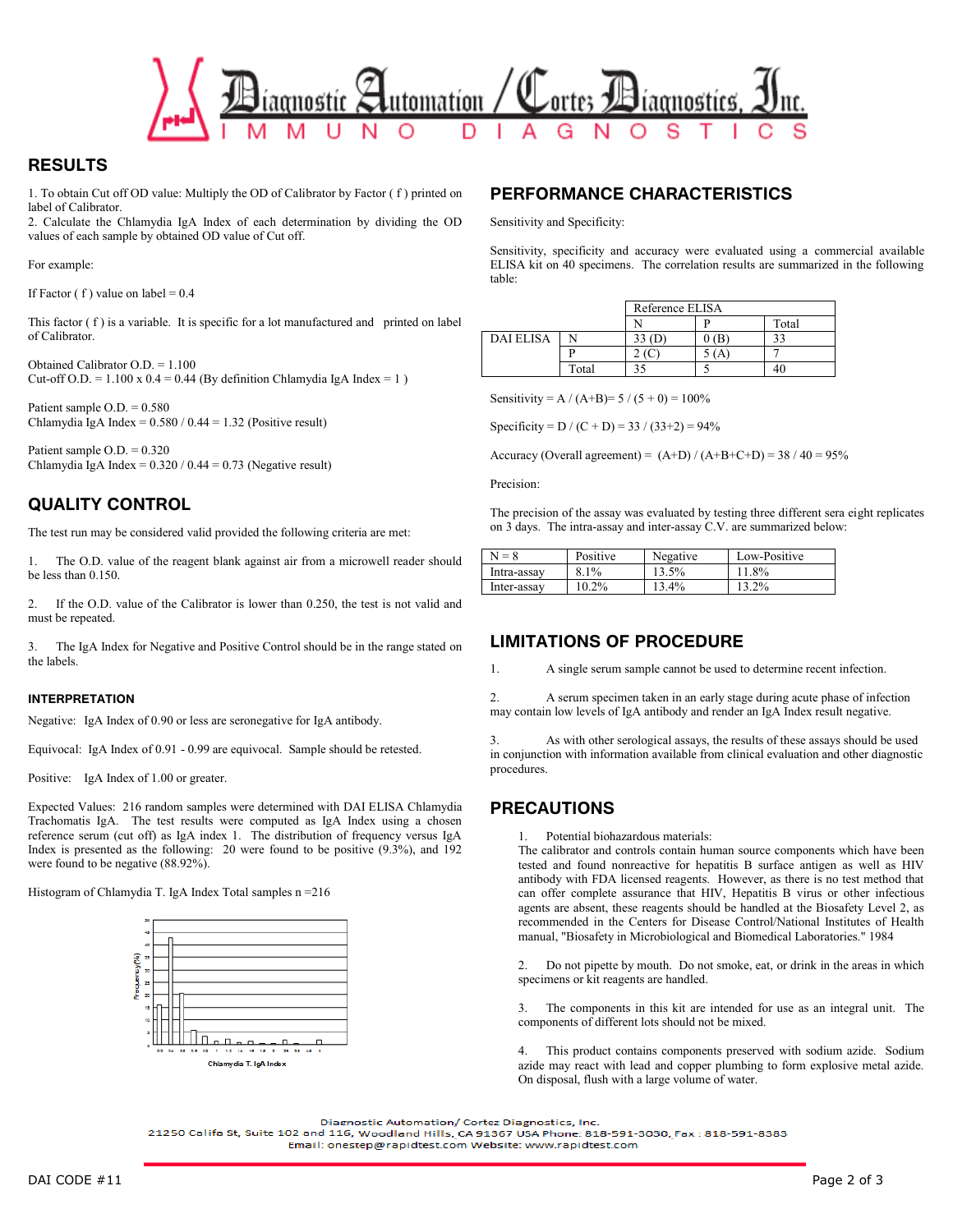## RESULTS

1. To obtain Cut off OD value: Multiply the OD of Calibrator by Factor ( f ) printed on label of Calibrator.
2. Calculate the Chlamydia IgA Index of each determination by dividing the OD values of each sample by obtained OD value of Cut off.

For example:

If Factor ( f ) value on label = 0.4

This factor ( f ) is a variable. It is specific for a lot manufactured and printed on label of Calibrator.

Obtained Calibrator O.D. = 1.100
Cut-off O.D. = 1.100 x 0.4 = 0.44 (By definition Chlamydia IgA Index = 1 )

Patient sample O.D. = 0.580
Chlamydia IgA Index = 0.580 / 0.44 = 1.32 (Positive result)

Patient sample O.D. = 0.320
Chlamydia IgA Index = 0.320 / 0.44 = 0.73 (Negative result)

## QUALITY CONTROL

The test run may be considered valid provided the following criteria are met:

1. The O.D. value of the reagent blank against air from a microwell reader should be less than 0.150.

2. If the O.D. value of the Calibrator is lower than 0.250, the test is not valid and must be repeated.

3. The IgA Index for Negative and Positive Control should be in the range stated on the labels.

### INTERPRETATION

Negative: IgA Index of 0.90 or less are seronegative for IgA antibody.

Equivocal: IgA Index of 0.91 - 0.99 are equivocal. Sample should be retested.

Positive: IgA Index of 1.00 or greater.

Expected Values: 216 random samples were determined with DAI ELISA Chlamydia Trachomatis IgA. The test results were computed as IgA Index using a chosen reference serum (cut off) as IgA index 1. The distribution of frequency versus IgA Index is presented as the following: 20 were found to be positive (9.3%), and 192 were found to be negative (88.92%).

Histogram of Chlamydia T. IgA Index Total samples n =216

## PERFORMANCE CHARACTERISTICS

Sensitivity and Specificity:

Sensitivity, specificity and accuracy were evaluated using a commercial available ELISA kit on 40 specimens. The correlation results are summarized in the following table:

| | | Reference ELISA | | |
|---|---|---|---|---|
| | | N | P | Total |
| DAI ELISA | N | 33 (D) | 0 (B) | 33 |
| | P | 2 (C) | 5 (A) | 7 |
| | Total | 35 | 5 | 40 |

Sensitivity = A / (A+B)= 5 / (5 + 0) = 100%

Specificity = D / (C + D) = 33 / (33+2) = 94%

Accuracy (Overall agreement) = (A+D) / (A+B+C+D) = 38 / 40 = 95%

Precision:

The precision of the assay was evaluated by testing three different sera eight replicates on 3 days. The intra-assay and inter-assay C.V. are summarized below:

| N = 8 | Positive | Negative | Low-Positive |
|---|---|---|---|
| Intra-assay | 8.1% | 13.5% | 11.8% |
| Inter-assay | 10.2% | 13.4% | 13.2% |

## LIMITATIONS OF PROCEDURE

1. A single serum sample cannot be used to determine recent infection.

2. A serum specimen taken in an early stage during acute phase of infection may contain low levels of IgA antibody and render an IgA Index result negative.

3. As with other serological assays, the results of these assays should be used in conjunction with information available from clinical evaluation and other diagnostic procedures.

## PRECAUTIONS

1. Potential biohazardous materials:
The calibrator and controls contain human source components which have been tested and found nonreactive for hepatitis B surface antigen as well as HIV antibody with FDA licensed reagents. However, as there is no test method that can offer complete assurance that HIV, Hepatitis B virus or other infectious agents are absent, these reagents should be handled at the Biosafety Level 2, as recommended in the Centers for Disease Control/National Institutes of Health manual, "Biosafety in Microbiological and Biomedical Laboratories." 1984

2. Do not pipette by mouth. Do not smoke, eat, or drink in the areas in which specimens or kit reagents are handled.

3. The components in this kit are intended for use as an integral unit. The components of different lots should not be mixed.

4. This product contains components preserved with sodium azide. Sodium azide may react with lead and copper plumbing to form explosive metal azide. On disposal, flush with a large volume of water.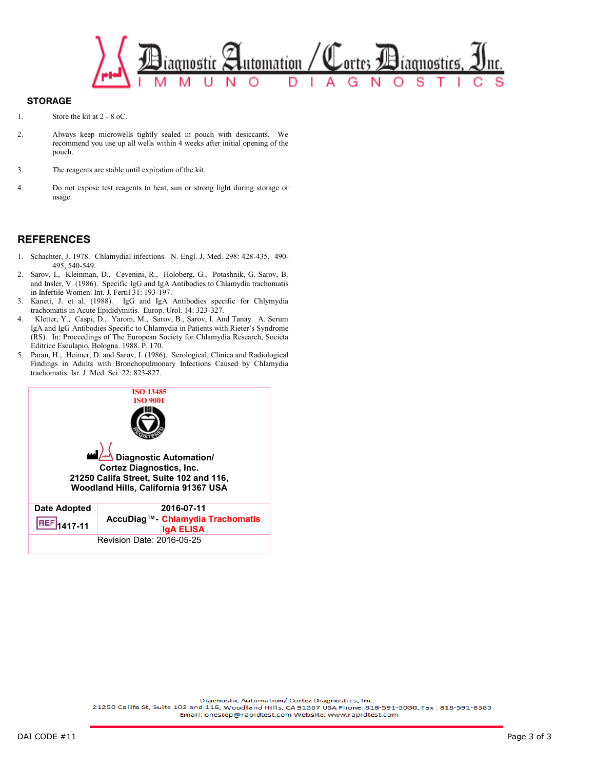## STORAGE

1. Store the kit at 2 - 8 oC.
2. Always keep microwells tightly sealed in pouch with desiccants. We recommend you use up all wells within 4 weeks after initial opening of the pouch.
3. The reagents are stable until expiration of the kit.
4. Do not expose test reagents to heat, sun or strong light during storage or usage.

## REFERENCES

1. Schachter, J. 1978. Chlamydial infections. N. Engl. J. Med. 298: 428-435, 490-495, 540-549.
2. Sarov, I., Kleinman, D., Cevenini, R., Holoberg, G., Potashnik, G. Sarov, B. and Insler, V. (1986). Specific IgG and IgA Antibodies to Chlamydia trachomatis in Infertile Women. Int. J. Fertil 31: 193-197.
3. Kaneti, J. et al. (1988). IgG and IgA Antibodies specific for Chlymydia trachomatis in Acute Epididymitis. Europ. Urol. 14: 323-327.
4. Kletter, Y., Caspi, D., Yarom, M., Sarov, B., Sarov, I. And Tanay. A. Serum IgA and IgG Antibodies Specific to Chlamydia in Patients with Rieter's Syndrome (RS). In: Proceedings of The European Society for Chlamydia Research, Societa Editrice Esculapio, Bologna. 1988. P. 170.
5. Paran, H., Heimer, D. and Sarov, I. (1986). Serological, Clinica and Radiological Findings in Adults with Bronchopulmonary Infections Caused by Chlamydia trachomatis. Isr. J. Med. Sci. 22: 823-827.

**ISO 13485**
**ISO 9001**

**Diagnostic Automation/ Cortez Diagnostics, Inc.**
**21250 Califa Street, Suite 102 and 116,**
**Woodland Hills, California 91367 USA**

| | |
|---|---|
| **Date Adopted** | **2016-07-11** |
| REF **1417-11** | **AccuDiag™- Chlamydia Trachomatis IgA ELISA** |

Revision Date: 2016-05-25

Diagnostic Automation/ Cortez Diagnostics, Inc.
21250 Califa St, Suite 102 and 116, Woodland Hills, CA 91367 USA Phone: 818-591-3030, Fax : 818-591-8383
Email: onestep@rapidtest.com Website: www.rapidtest.com

DAI CODE #11